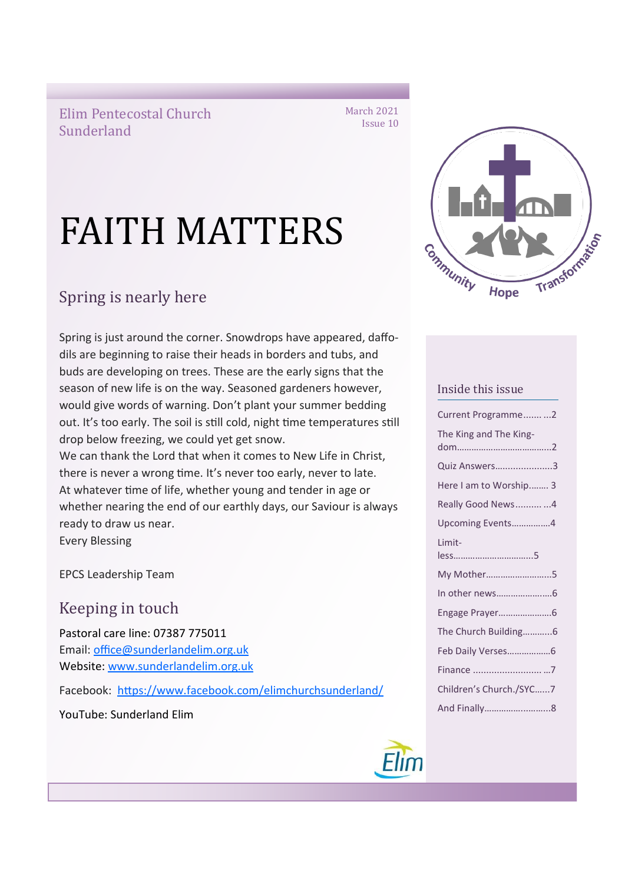Elim Pentecostal Church Sunderland

March 2021
Issue 10

# FAITH MATTERS

## Spring is nearly here

Spring is just around the corner. Snowdrops have appeared, daffodils are beginning to raise their heads in borders and tubs, and buds are developing on trees. These are the early signs that the season of new life is on the way. Seasoned gardeners however, would give words of warning. Don't plant your summer bedding out. It's too early. The soil is still cold, night time temperatures still drop below freezing, we could yet get snow.

We can thank the Lord that when it comes to New Life in Christ, there is never a wrong time. It's never too early, never to late. At whatever time of life, whether young and tender in age or whether nearing the end of our earthly days, our Saviour is always ready to draw us near.

Every Blessing

EPCS Leadership Team

## Keeping in touch

Pastoral care line: 07387 775011
Email: office@sunderlandelim.org.uk
Website: www.sunderlandelim.org.uk

Facebook: https://www.facebook.com/elimchurchsunderland/

YouTube: Sunderland Elim

Community Hope Transformation

### Inside this issue

- Current Programme....... ...2
- The King and The Kingdom.......................................2
- Quiz Answers......................3
- Here I am to Worship........ 3
- Really Good News.......... ...4
- Upcoming Events................4
- Limitless.................................5
- My Mother...........................5
- In other news.......................6
- Engage Prayer......................6
- The Church Building............6
- Feb Daily Verses..................6
- Finance .......................... ...7
- Children's Church./SYC......7
- And Finally...........................8

Elim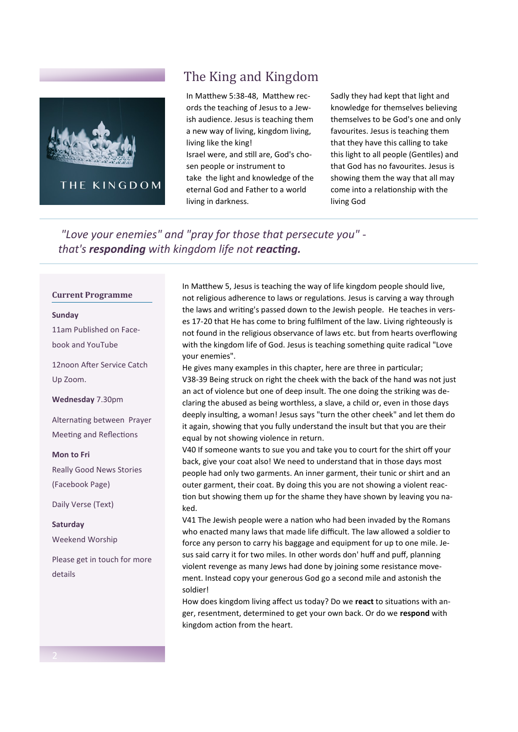## The King and Kingdom

In Matthew 5:38-48, Matthew records the teaching of Jesus to a Jewish audience. Jesus is teaching them a new way of living, kingdom living, living like the king!
Israel were, and still are, God's chosen people or instrument to take the light and knowledge of the eternal God and Father to a world living in darkness.

Sadly they had kept that light and knowledge for themselves believing themselves to be God's one and only favourites. Jesus is teaching them that they have this calling to take this light to all people (Gentiles) and that God has no favourites. Jesus is showing them the way that all may come into a relationship with the living God

*"Love your enemies" and "pray for those that persecute you" - that's **responding** with kingdom life not **reacting.***

### Current Programme

**Sunday**

11am Published on Facebook and YouTube

12noon After Service Catch Up Zoom.

**Wednesday** 7.30pm

Alternating between Prayer Meeting and Reflections

**Mon to Fri**

Really Good News Stories (Facebook Page)

Daily Verse (Text)

**Saturday**

Weekend Worship

Please get in touch for more details

In Matthew 5, Jesus is teaching the way of life kingdom people should live, not religious adherence to laws or regulations. Jesus is carving a way through the laws and writing's passed down to the Jewish people. He teaches in verses 17-20 that He has come to bring fulfilment of the law. Living righteously is not found in the religious observance of laws etc. but from hearts overflowing with the kingdom life of God. Jesus is teaching something quite radical "Love your enemies".
He gives many examples in this chapter, here are three in particular;
V38-39 Being struck on right the cheek with the back of the hand was not just an act of violence but one of deep insult. The one doing the striking was declaring the abused as being worthless, a slave, a child or, even in those days deeply insulting, a woman! Jesus says "turn the other cheek" and let them do it again, showing that you fully understand the insult but that you are their equal by not showing violence in return.
V40 If someone wants to sue you and take you to court for the shirt off your back, give your coat also! We need to understand that in those days most people had only two garments. An inner garment, their tunic or shirt and an outer garment, their coat. By doing this you are not showing a violent reaction but showing them up for the shame they have shown by leaving you naked.
V41 The Jewish people were a nation who had been invaded by the Romans who enacted many laws that made life difficult. The law allowed a soldier to force any person to carry his baggage and equipment for up to one mile. Jesus said carry it for two miles. In other words don' huff and puff, planning violent revenge as many Jews had done by joining some resistance movement. Instead copy your generous God go a second mile and astonish the soldier!
How does kingdom living affect us today? Do we **react** to situations with anger, resentment, determined to get your own back. Or do we **respond** with kingdom action from the heart.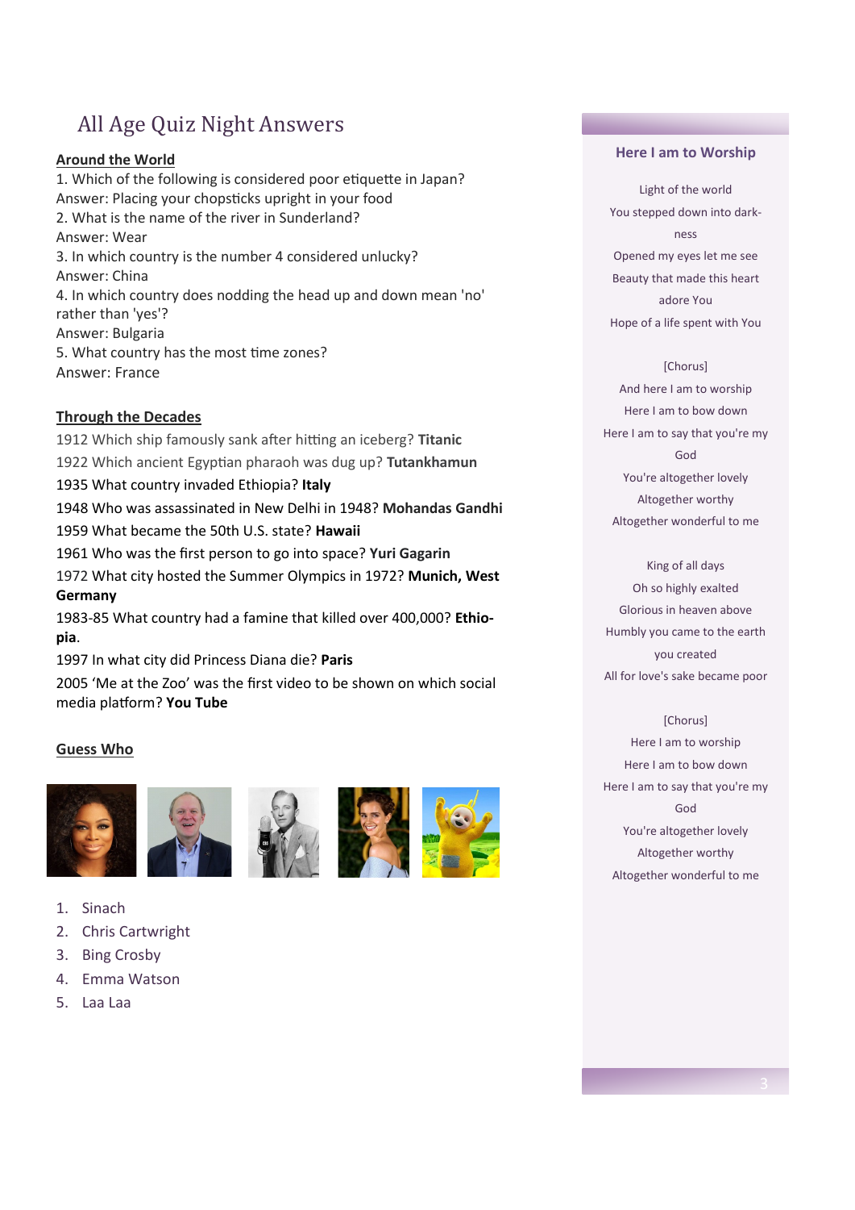# All Age Quiz Night Answers

**Around the World**

1. Which of the following is considered poor etiquette in Japan?
Answer: Placing your chopsticks upright in your food
2. What is the name of the river in Sunderland?
Answer: Wear
3. In which country is the number 4 considered unlucky?
Answer: China
4. In which country does nodding the head up and down mean 'no' rather than 'yes'?
Answer: Bulgaria
5. What country has the most time zones?
Answer: France

**Through the Decades**

1912 Which ship famously sank after hitting an iceberg? **Titanic**

1922 Which ancient Egyptian pharaoh was dug up? **Tutankhamun**

1935 What country invaded Ethiopia? **Italy**

1948 Who was assassinated in New Delhi in 1948? **Mohandas Gandhi**

1959 What became the 50th U.S. state? **Hawaii**

1961 Who was the first person to go into space? **Yuri Gagarin**

1972 What city hosted the Summer Olympics in 1972? **Munich, West Germany**

1983-85 What country had a famine that killed over 400,000? **Ethiopia**.

1997 In what city did Princess Diana die? **Paris**

2005 'Me at the Zoo' was the first video to be shown on which social media platform? **You Tube**

**Guess Who**

1. Sinach
2. Chris Cartwright
3. Bing Crosby
4. Emma Watson
5. Laa Laa

## Here I am to Worship

Light of the world
You stepped down into darkness
Opened my eyes let me see
Beauty that made this heart adore You
Hope of a life spent with You

[Chorus]
And here I am to worship
Here I am to bow down
Here I am to say that you're my God
You're altogether lovely
Altogether worthy
Altogether wonderful to me

King of all days
Oh so highly exalted
Glorious in heaven above
Humbly you came to the earth you created
All for love's sake became poor

[Chorus]
Here I am to worship
Here I am to bow down
Here I am to say that you're my God
You're altogether lovely
Altogether worthy
Altogether wonderful to me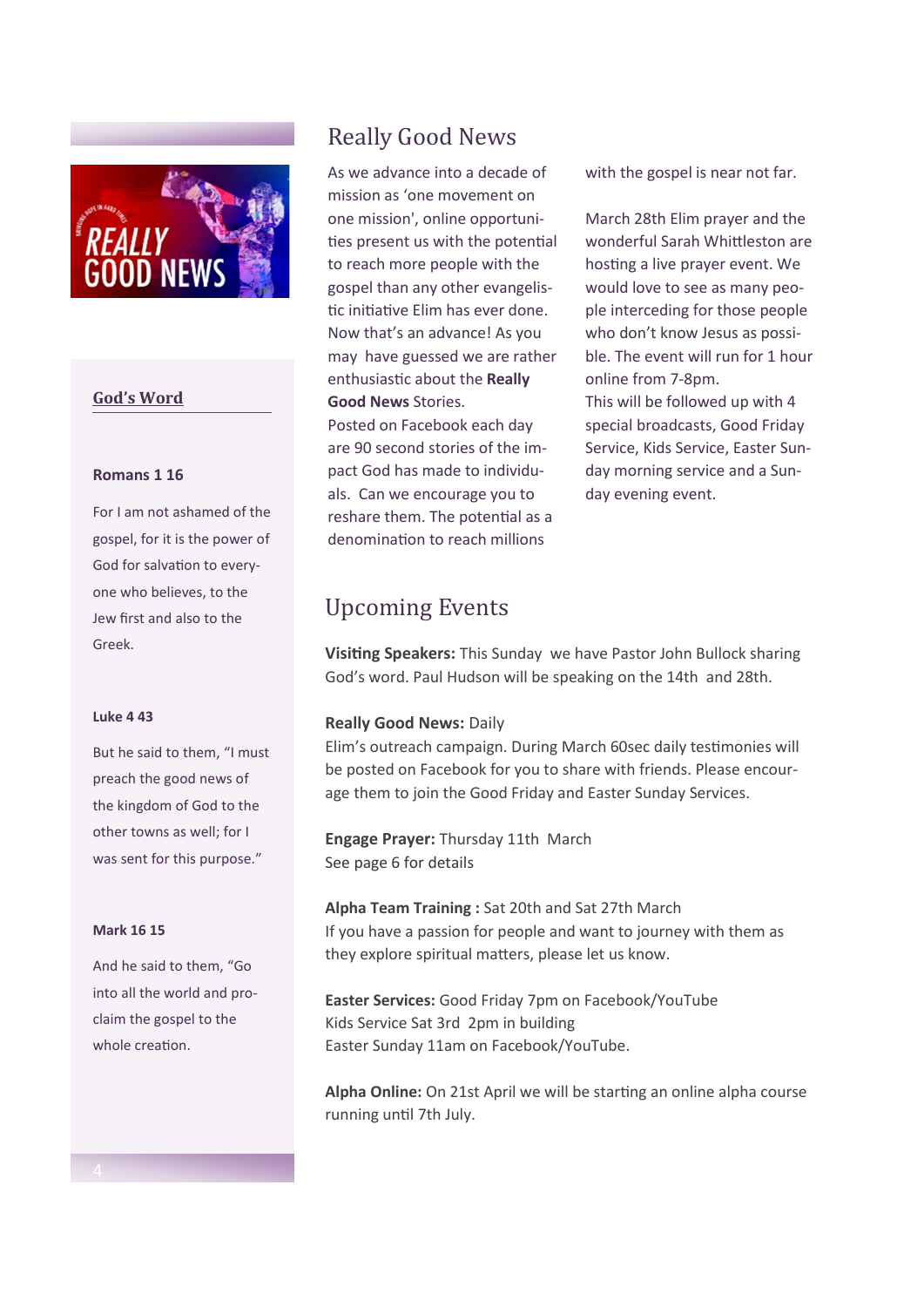## Really Good News

As we advance into a decade of mission as 'one movement on one mission', online opportunities present us with the potential to reach more people with the gospel than any other evangelistic initiative Elim has ever done. Now that's an advance! As you may have guessed we are rather enthusiastic about the **Really Good News** Stories.

Posted on Facebook each day are 90 second stories of the impact God has made to individuals. Can we encourage you to reshare them. The potential as a denomination to reach millions with the gospel is near not far.

March 28th Elim prayer and the wonderful Sarah Whittleston are hosting a live prayer event. We would love to see as many people interceding for those people who don't know Jesus as possible. The event will run for 1 hour online from 7-8pm.

This will be followed up with 4 special broadcasts, Good Friday Service, Kids Service, Easter Sunday morning service and a Sunday evening event.

## God's Word

**Romans 1 16**

For I am not ashamed of the gospel, for it is the power of God for salvation to everyone who believes, to the Jew first and also to the Greek.

**Luke 4 43**

But he said to them, "I must preach the good news of the kingdom of God to the other towns as well; for I was sent for this purpose."

**Mark 16 15**

And he said to them, "Go into all the world and proclaim the gospel to the whole creation.

## Upcoming Events

**Visiting Speakers:** This Sunday we have Pastor John Bullock sharing God's word. Paul Hudson will be speaking on the 14th and 28th.

**Really Good News:** Daily
Elim's outreach campaign. During March 60sec daily testimonies will be posted on Facebook for you to share with friends. Please encourage them to join the Good Friday and Easter Sunday Services.

**Engage Prayer:** Thursday 11th March
See page 6 for details

**Alpha Team Training :** Sat 20th and Sat 27th March
If you have a passion for people and want to journey with them as they explore spiritual matters, please let us know.

**Easter Services:** Good Friday 7pm on Facebook/YouTube
Kids Service Sat 3rd 2pm in building
Easter Sunday 11am on Facebook/YouTube.

**Alpha Online:** On 21st April we will be starting an online alpha course running until 7th July.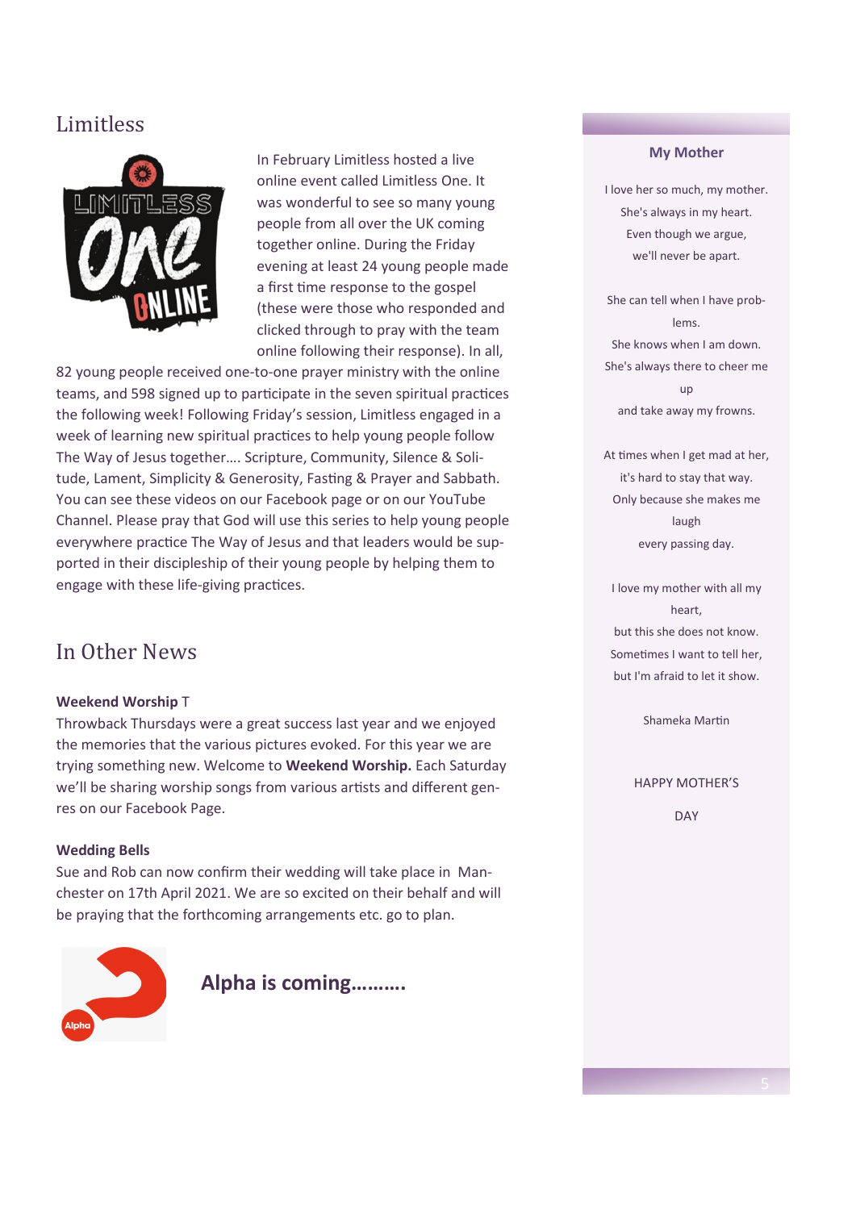## Limitless

In February Limitless hosted a live online event called Limitless One. It was wonderful to see so many young people from all over the UK coming together online. During the Friday evening at least 24 young people made a first time response to the gospel (these were those who responded and clicked through to pray with the team online following their response). In all, 82 young people received one-to-one prayer ministry with the online teams, and 598 signed up to participate in the seven spiritual practices the following week! Following Friday's session, Limitless engaged in a week of learning new spiritual practices to help young people follow The Way of Jesus together…. Scripture, Community, Silence & Solitude, Lament, Simplicity & Generosity, Fasting & Prayer and Sabbath. You can see these videos on our Facebook page or on our YouTube Channel. Please pray that God will use this series to help young people everywhere practice The Way of Jesus and that leaders would be supported in their discipleship of their young people by helping them to engage with these life-giving practices.

## In Other News

**Weekend Worship** T

Throwback Thursdays were a great success last year and we enjoyed the memories that the various pictures evoked. For this year we are trying something new. Welcome to **Weekend Worship.** Each Saturday we'll be sharing worship songs from various artists and different genres on our Facebook Page.

**Wedding Bells**

Sue and Rob can now confirm their wedding will take place in Manchester on 17th April 2021. We are so excited on their behalf and will be praying that the forthcoming arrangements etc. go to plan.

**Alpha is coming……….**

### My Mother

I love her so much, my mother.
She's always in my heart.
Even though we argue,
we'll never be apart.

She can tell when I have problems.
She knows when I am down.
She's always there to cheer me up
and take away my frowns.

At times when I get mad at her,
it's hard to stay that way.
Only because she makes me laugh
every passing day.

I love my mother with all my heart,
but this she does not know.
Sometimes I want to tell her,
but I'm afraid to let it show.

Shameka Martin

HAPPY MOTHER'S DAY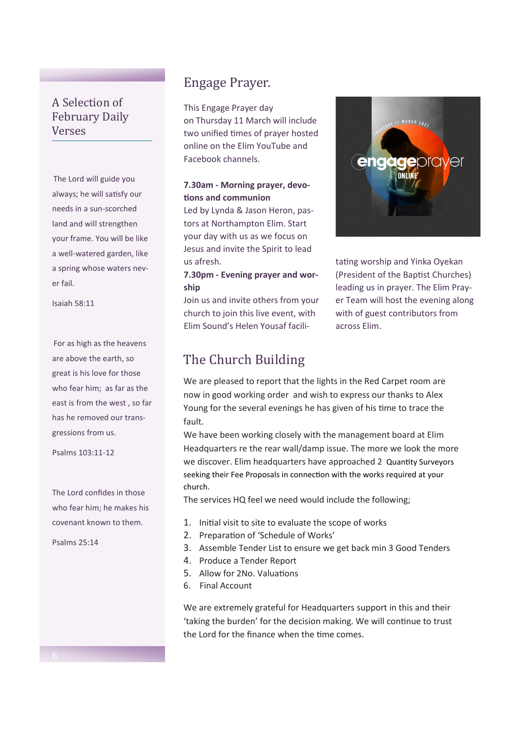## A Selection of February Daily Verses

The Lord will guide you always; he will satisfy our needs in a sun-scorched land and will strengthen your frame. You will be like a well-watered garden, like a spring whose waters never fail.

Isaiah 58:11

For as high as the heavens are above the earth, so great is his love for those who fear him; as far as the east is from the west , so far has he removed our transgressions from us.

Psalms 103:11-12

The Lord confides in those who fear him; he makes his covenant known to them.

Psalms 25:14

## Engage Prayer.

This Engage Prayer day on Thursday 11 March will include two unified times of prayer hosted online on the Elim YouTube and Facebook channels.

**7.30am - Morning prayer, devotions and communion**
Led by Lynda & Jason Heron, pastors at Northampton Elim. Start your day with us as we focus on Jesus and invite the Spirit to lead us afresh.

**7.30pm - Evening prayer and worship**
Join us and invite others from your church to join this live event, with Elim Sound's Helen Yousaf facilitating worship and Yinka Oyekan (President of the Baptist Churches) leading us in prayer. The Elim Prayer Team will host the evening along with of guest contributors from across Elim.

## The Church Building

We are pleased to report that the lights in the Red Carpet room are now in good working order and wish to express our thanks to Alex Young for the several evenings he has given of his time to trace the fault.

We have been working closely with the management board at Elim Headquarters re the rear wall/damp issue. The more we look the more we discover. Elim headquarters have approached 2 Quantity Surveyors seeking their Fee Proposals in connection with the works required at your church.

The services HQ feel we need would include the following;

1. Initial visit to site to evaluate the scope of works
2. Preparation of 'Schedule of Works'
3. Assemble Tender List to ensure we get back min 3 Good Tenders
4. Produce a Tender Report
5. Allow for 2No. Valuations
6. Final Account

We are extremely grateful for Headquarters support in this and their 'taking the burden' for the decision making. We will continue to trust the Lord for the finance when the time comes.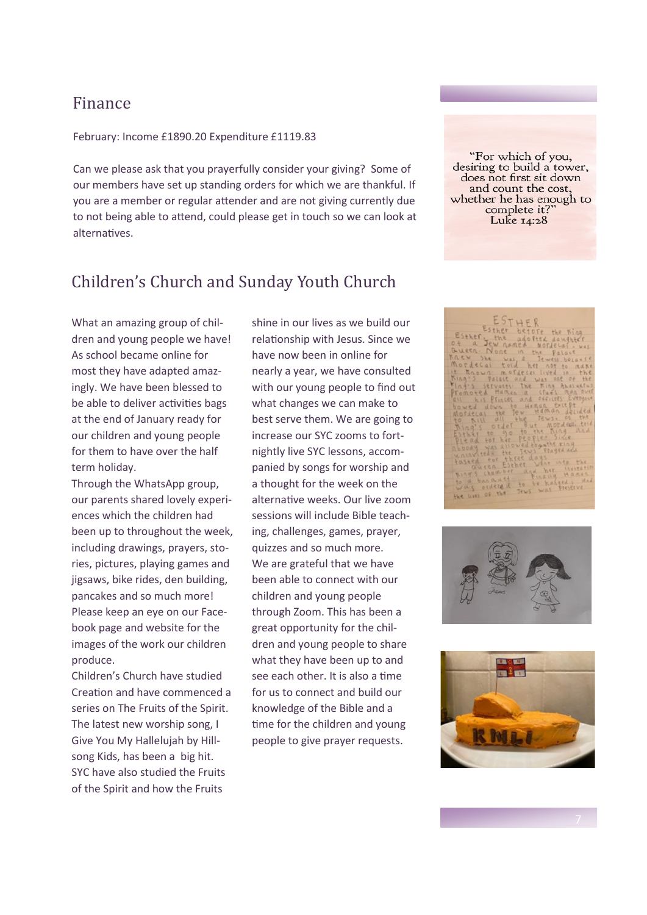## Finance

February: Income £1890.20 Expenditure £1119.83

Can we please ask that you prayerfully consider your giving? Some of our members have set up standing orders for which we are thankful. If you are a member or regular attender and are not giving currently due to not being able to attend, could please get in touch so we can look at alternatives.

"For which of you, desiring to build a tower, does not first sit down and count the cost, whether he has enough to complete it?"
Luke 14:28

## Children's Church and Sunday Youth Church

What an amazing group of children and young people we have! As school became online for most they have adapted amazingly. We have been blessed to be able to deliver activities bags at the end of January ready for our children and young people for them to have over the half term holiday.

Through the WhatsApp group, our parents shared lovely experiences which the children had been up to throughout the week, including drawings, prayers, stories, pictures, playing games and jigsaws, bike rides, den building, pancakes and so much more! Please keep an eye on our Facebook page and website for the images of the work our children produce.

Children's Church have studied Creation and have commenced a series on The Fruits of the Spirit. The latest new worship song, I Give You My Hallelujah by Hillsong Kids, has been a big hit.

SYC have also studied the Fruits of the Spirit and how the Fruits shine in our lives as we build our relationship with Jesus. Since we have now been in online for nearly a year, we have consulted with our young people to find out what changes we can make to best serve them. We are going to increase our SYC zooms to fortnightly live SYC lessons, accompanied by songs for worship and a thought for the week on the alternative weeks. Our live zoom sessions will include Bible teaching, challenges, games, prayer, quizzes and so much more.

We are grateful that we have been able to connect with our children and young people through Zoom. This has been a great opportunity for the children and young people to share what they have been up to and see each other. It is also a time for us to connect and build our knowledge of the Bible and a time for the children and young people to give prayer requests.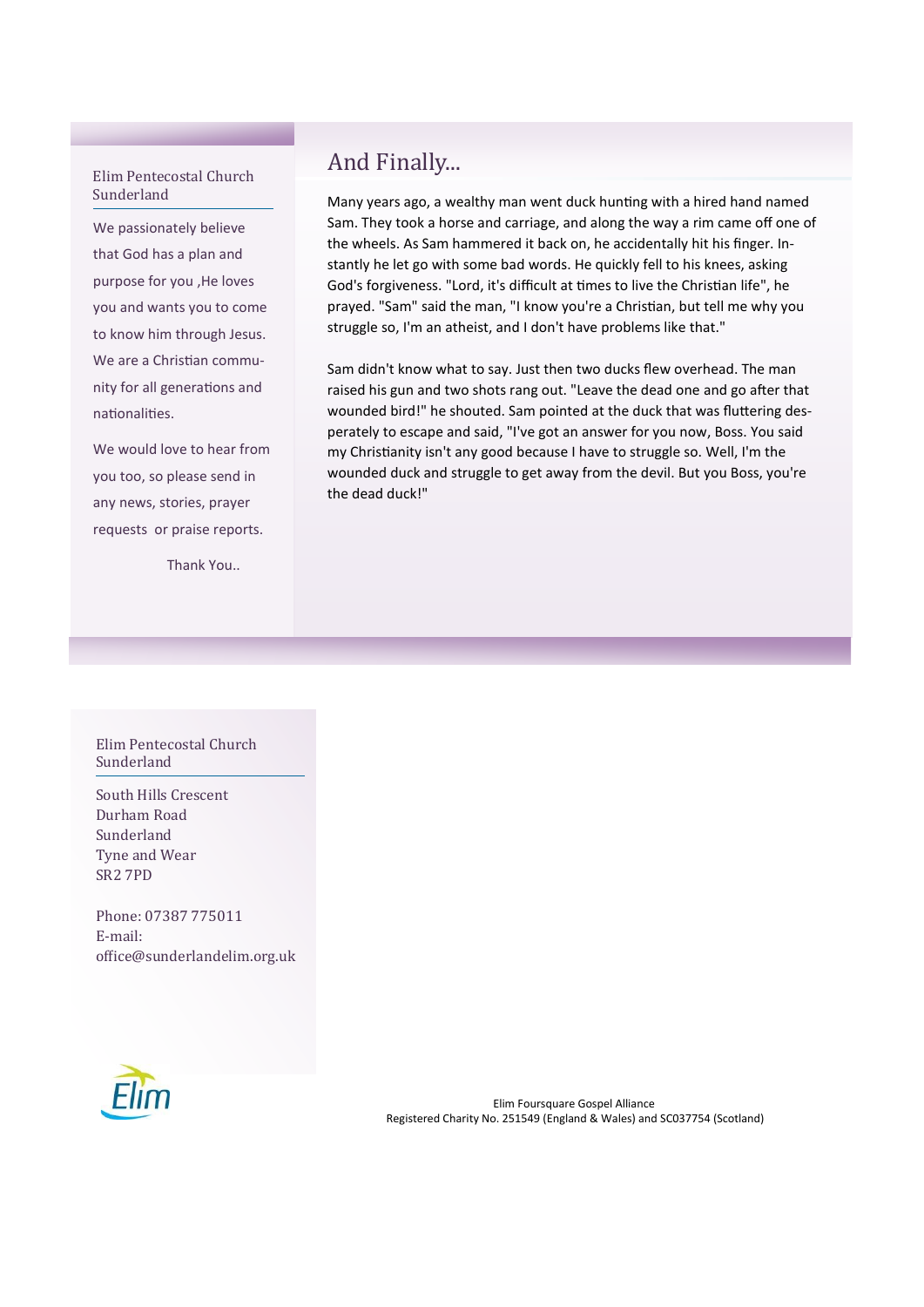Elim Pentecostal Church Sunderland

We passionately believe that God has a plan and purpose for you ,He loves you and wants you to come to know him through Jesus. We are a Christian community for all generations and nationalities.

We would love to hear from you too, so please send in any news, stories, prayer requests or praise reports.

Thank You..

## And Finally...

Many years ago, a wealthy man went duck hunting with a hired hand named Sam. They took a horse and carriage, and along the way a rim came off one of the wheels. As Sam hammered it back on, he accidentally hit his finger. Instantly he let go with some bad words. He quickly fell to his knees, asking God's forgiveness. "Lord, it's difficult at times to live the Christian life", he prayed. "Sam" said the man, "I know you're a Christian, but tell me why you struggle so, I'm an atheist, and I don't have problems like that."

Sam didn't know what to say. Just then two ducks flew overhead. The man raised his gun and two shots rang out. "Leave the dead one and go after that wounded bird!" he shouted. Sam pointed at the duck that was fluttering desperately to escape and said, "I've got an answer for you now, Boss. You said my Christianity isn't any good because I have to struggle so. Well, I'm the wounded duck and struggle to get away from the devil. But you Boss, you're the dead duck!"

Elim Pentecostal Church Sunderland

South Hills Crescent
Durham Road
Sunderland
Tyne and Wear
SR2 7PD

Phone: 07387 775011
E-mail:
office@sunderlandelim.org.uk

Elim

Elim Foursquare Gospel Alliance
Registered Charity No. 251549 (England & Wales) and SC037754 (Scotland)